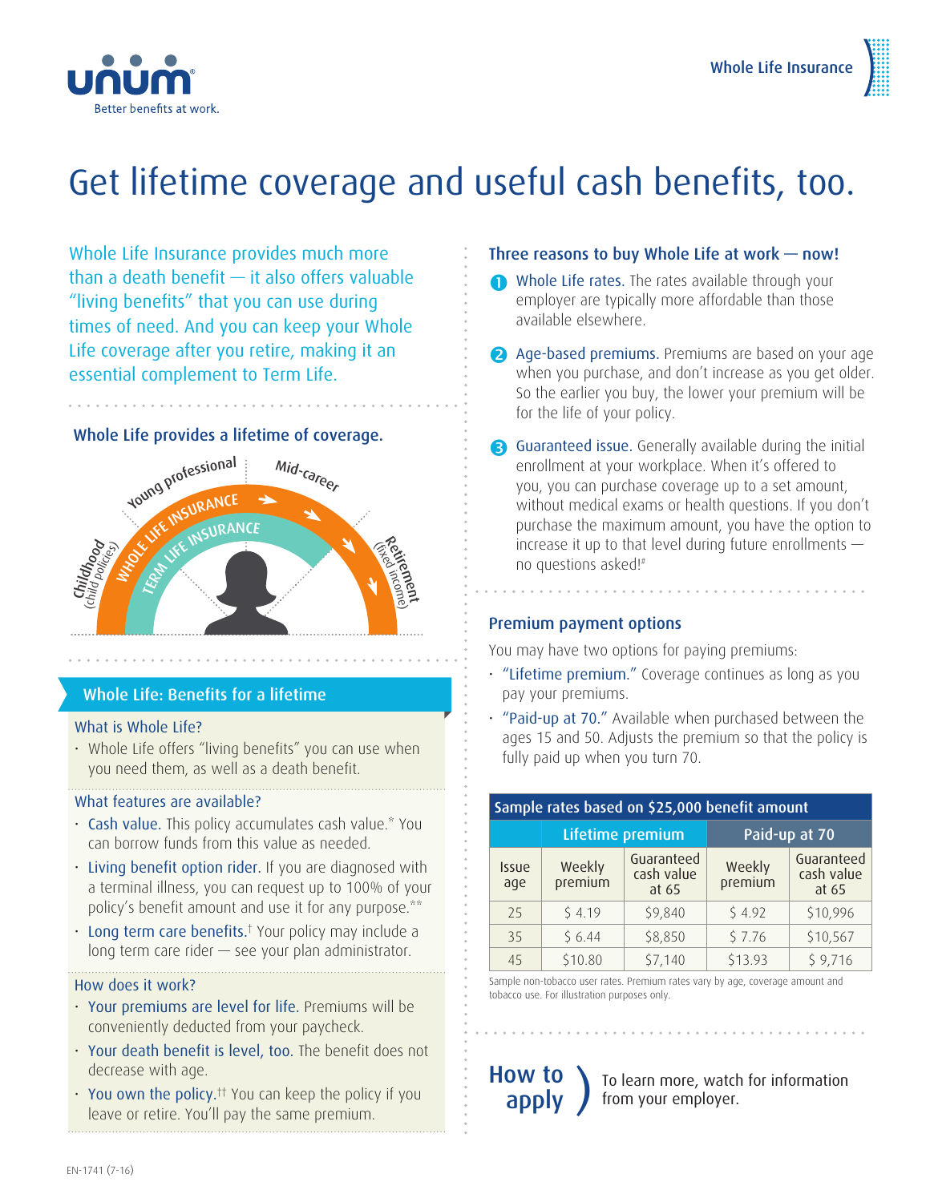# Get lifetime coverage and useful cash benefits, too.

Whole Life Insurance provides much more than a death benefit — it also offers valuable "living benefits" that you can use during times of need. And you can keep your Whole Life coverage after you retire, making it an essential complement to Term Life.

### Whole Life provides a lifetime of coverage.

Childhood (child policies) · Young professional · Mid-career · Retirement (fixed income)

WHOLE LIFE INSURANCE

TERM LIFE INSURANCE

## Whole Life: Benefits for a lifetime

### What is Whole Life?

- Whole Life offers "living benefits" you can use when you need them, as well as a death benefit.

### What features are available?

- Cash value. This policy accumulates cash value.* You can borrow funds from this value as needed.
- Living benefit option rider. If you are diagnosed with a terminal illness, you can request up to 100% of your policy's benefit amount and use it for any purpose.**
- Long term care benefits.† Your policy may include a long term care rider — see your plan administrator.

### How does it work?

- Your premiums are level for life. Premiums will be conveniently deducted from your paycheck.
- Your death benefit is level, too. The benefit does not decrease with age.
- You own the policy.†† You can keep the policy if you leave or retire. You'll pay the same premium.

### Three reasons to buy Whole Life at work — now!

1. Whole Life rates. The rates available through your employer are typically more affordable than those available elsewhere.
2. Age-based premiums. Premiums are based on your age when you purchase, and don't increase as you get older. So the earlier you buy, the lower your premium will be for the life of your policy.
3. Guaranteed issue. Generally available during the initial enrollment at your workplace. When it's offered to you, you can purchase coverage up to a set amount, without medical exams or health questions. If you don't purchase the maximum amount, you have the option to increase it up to that level during future enrollments — no questions asked!#

### Premium payment options

You may have two options for paying premiums:

- "Lifetime premium." Coverage continues as long as you pay your premiums.
- "Paid-up at 70." Available when purchased between the ages 15 and 50. Adjusts the premium so that the policy is fully paid up when you turn 70.

| Sample rates based on $25,000 benefit amount | | | | |
|---|---|---|---|---|
| | Lifetime premium | | Paid-up at 70 | |
| Issue age | Weekly premium | Guaranteed cash value at 65 | Weekly premium | Guaranteed cash value at 65 |
| 25 | $ 4.19 | $9,840 | $ 4.92 | $10,996 |
| 35 | $ 6.44 | $8,850 | $ 7.76 | $10,567 |
| 45 | $10.80 | $7,140 | $13.93 | $ 9,716 |

Sample non-tobacco user rates. Premium rates vary by age, coverage amount and tobacco use. For illustration purposes only.

## How to apply

To learn more, watch for information from your employer.

EN-1741 (7-16)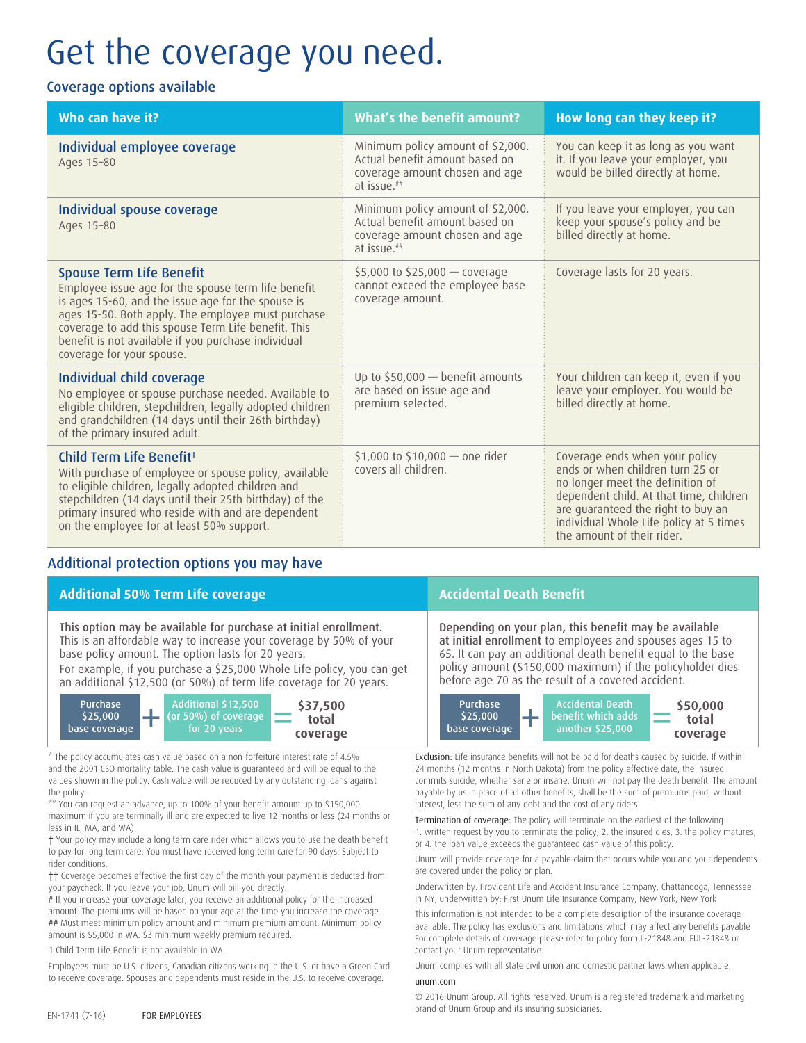# Get the coverage you need.

## Coverage options available

| Who can have it? | What's the benefit amount? | How long can they keep it? |
|---|---|---|
| **Individual employee coverage** Ages 15–80 | Minimum policy amount of $2,000. Actual benefit amount based on coverage amount chosen and age at issue.## | You can keep it as long as you want it. If you leave your employer, you would be billed directly at home. |
| **Individual spouse coverage** Ages 15–80 | Minimum policy amount of $2,000. Actual benefit amount based on coverage amount chosen and age at issue.## | If you leave your employer, you can keep your spouse's policy and be billed directly at home. |
| **Spouse Term Life Benefit** Employee issue age for the spouse term life benefit is ages 15-60, and the issue age for the spouse is ages 15-50. Both apply. The employee must purchase coverage to add this spouse Term Life benefit. This benefit is not available if you purchase individual coverage for your spouse. | $5,000 to $25,000 — coverage cannot exceed the employee base coverage amount. | Coverage lasts for 20 years. |
| **Individual child coverage** No employee or spouse purchase needed. Available to eligible children, stepchildren, legally adopted children and grandchildren (14 days until their 26th birthday) of the primary insured adult. | Up to $50,000 — benefit amounts are based on issue age and premium selected. | Your children can keep it, even if you leave your employer. You would be billed directly at home. |
| **Child Term Life Benefit**[1] With purchase of employee or spouse policy, available to eligible children, legally adopted children and stepchildren (14 days until their 25th birthday) of the primary insured who reside with and are dependent on the employee for at least 50% support. | $1,000 to $10,000 — one rider covers all children. | Coverage ends when your policy ends or when children turn 25 or no longer meet the definition of dependent child. At that time, children are guaranteed the right to buy an individual Whole Life policy at 5 times the amount of their rider. |

## Additional protection options you may have

### Additional 50% Term Life coverage

**This option may be available for purchase at initial enrollment.** This is an affordable way to increase your coverage by 50% of your base policy amount. The option lasts for 20 years.

For example, if you purchase a $25,000 Whole Life policy, you can get an additional $12,500 (or 50%) of term life coverage for 20 years.

Purchase $25,000 base coverage + Additional $12,500 (or 50%) of coverage for 20 years = **$37,500 total coverage**

### Accidental Death Benefit

**Depending on your plan, this benefit may be available at initial enrollment** to employees and spouses ages 15 to 65. It can pay an additional death benefit equal to the base policy amount ($150,000 maximum) if the policyholder dies before age 70 as the result of a covered accident.

Purchase $25,000 base coverage + Accidental Death benefit which adds another $25,000 = **$50,000 total coverage**

* The policy accumulates cash value based on a non-forfeiture interest rate of 4.5% and the 2001 CSO mortality table. The cash value is guaranteed and will be equal to the values shown in the policy. Cash value will be reduced by any outstanding loans against the policy.

** You can request an advance, up to 100% of your benefit amount up to $150,000 maximum if you are terminally ill and are expected to live 12 months or less (24 months or less in IL, MA, and WA).

† Your policy may include a long term care rider which allows you to use the death benefit to pay for long term care. You must have received long term care for 90 days. Subject to rider conditions.

†† Coverage becomes effective the first day of the month your payment is deducted from your paycheck. If you leave your job, Unum will bill you directly.

# If you increase your coverage later, you receive an additional policy for the increased amount. The premiums will be based on your age at the time you increase the coverage.

## Must meet minimum policy amount and minimum premium amount. Minimum policy amount is $5,000 in WA. $3 minimum weekly premium required.

1 Child Term Life Benefit is not available in WA.

Employees must be U.S. citizens, Canadian citizens working in the U.S. or have a Green Card to receive coverage. Spouses and dependents must reside in the U.S. to receive coverage.

Exclusion: Life insurance benefits will not be paid for deaths caused by suicide. If within 24 months (12 months in North Dakota) from the policy effective date, the insured commits suicide, whether sane or insane, Unum will not pay the death benefit. The amount payable by us in place of all other benefits, shall be the sum of premiums paid, without interest, less the sum of any debt and the cost of any riders.

Termination of coverage: The policy will terminate on the earliest of the following: 1. written request by you to terminate the policy; 2. the insured dies; 3. the policy matures; or 4. the loan value exceeds the guaranteed cash value of this policy.

Unum will provide coverage for a payable claim that occurs while you and your dependents are covered under the policy or plan.

Underwritten by: Provident Life and Accident Insurance Company, Chattanooga, Tennessee In NY, underwritten by: First Unum Life Insurance Company, New York, New York

This information is not intended to be a complete description of the insurance coverage available. The policy has exclusions and limitations which may affect any benefits payable For complete details of coverage please refer to policy form L-21848 and FUL-21848 or contact your Unum representative.

Unum complies with all state civil union and domestic partner laws when applicable.

unum.com

© 2016 Unum Group. All rights reserved. Unum is a registered trademark and marketing brand of Unum Group and its insuring subsidiaries.

EN-1741 (7-16) FOR EMPLOYEES